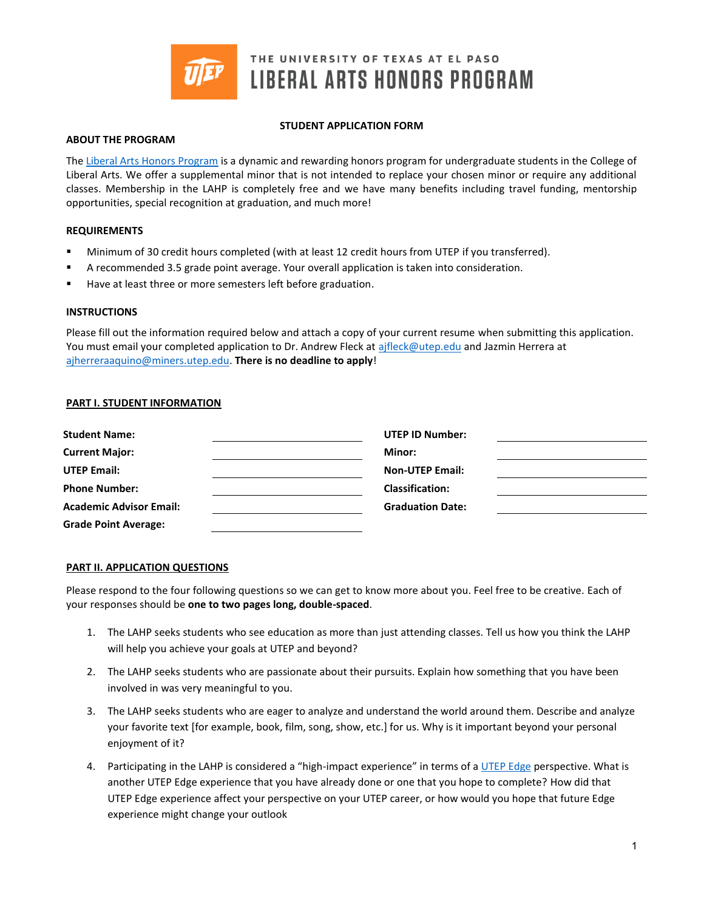THE UNIVERSITY OF TEXAS AT EL PASO

# LIBERAL ARTS HONORS PROGRAM

**STUDENT APPLICATION FORM**

## ABOUT THE PROGRAM

The Liberal Arts Honors Program is a dynamic and rewarding honors program for undergraduate students in the College of Liberal Arts. We offer a supplemental minor that is not intended to replace your chosen minor or require any additional classes. Membership in the LAHP is completely free and we have many benefits including travel funding, mentorship opportunities, special recognition at graduation, and much more!

## REQUIREMENTS

- Minimum of 30 credit hours completed (with at least 12 credit hours from UTEP if you transferred).
- A recommended 3.5 grade point average. Your overall application is taken into consideration.
- Have at least three or more semesters left before graduation.

## INSTRUCTIONS

Please fill out the information required below and attach a copy of your current resume when submitting this application. You must email your completed application to Dr. Andrew Fleck at ajfleck@utep.edu and Jazmin Herrera at ajherreraaquino@miners.utep.edu. **There is no deadline to apply**!

## PART I. STUDENT INFORMATION

| | | | |
|---|---|---|---|
| **Student Name:** | | **UTEP ID Number:** | |
| **Current Major:** | | **Minor:** | |
| **UTEP Email:** | | **Non-UTEP Email:** | |
| **Phone Number:** | | **Classification:** | |
| **Academic Advisor Email:** | | **Graduation Date:** | |
| **Grade Point Average:** | | | |

## PART II. APPLICATION QUESTIONS

Please respond to the four following questions so we can get to know more about you. Feel free to be creative. Each of your responses should be **one to two pages long, double-spaced**.

1. The LAHP seeks students who see education as more than just attending classes. Tell us how you think the LAHP will help you achieve your goals at UTEP and beyond?
2. The LAHP seeks students who are passionate about their pursuits. Explain how something that you have been involved in was very meaningful to you.
3. The LAHP seeks students who are eager to analyze and understand the world around them. Describe and analyze your favorite text [for example, book, film, song, show, etc.] for us. Why is it important beyond your personal enjoyment of it?
4. Participating in the LAHP is considered a "high-impact experience" in terms of a UTEP Edge perspective. What is another UTEP Edge experience that you have already done or one that you hope to complete? How did that UTEP Edge experience affect your perspective on your UTEP career, or how would you hope that future Edge experience might change your outlook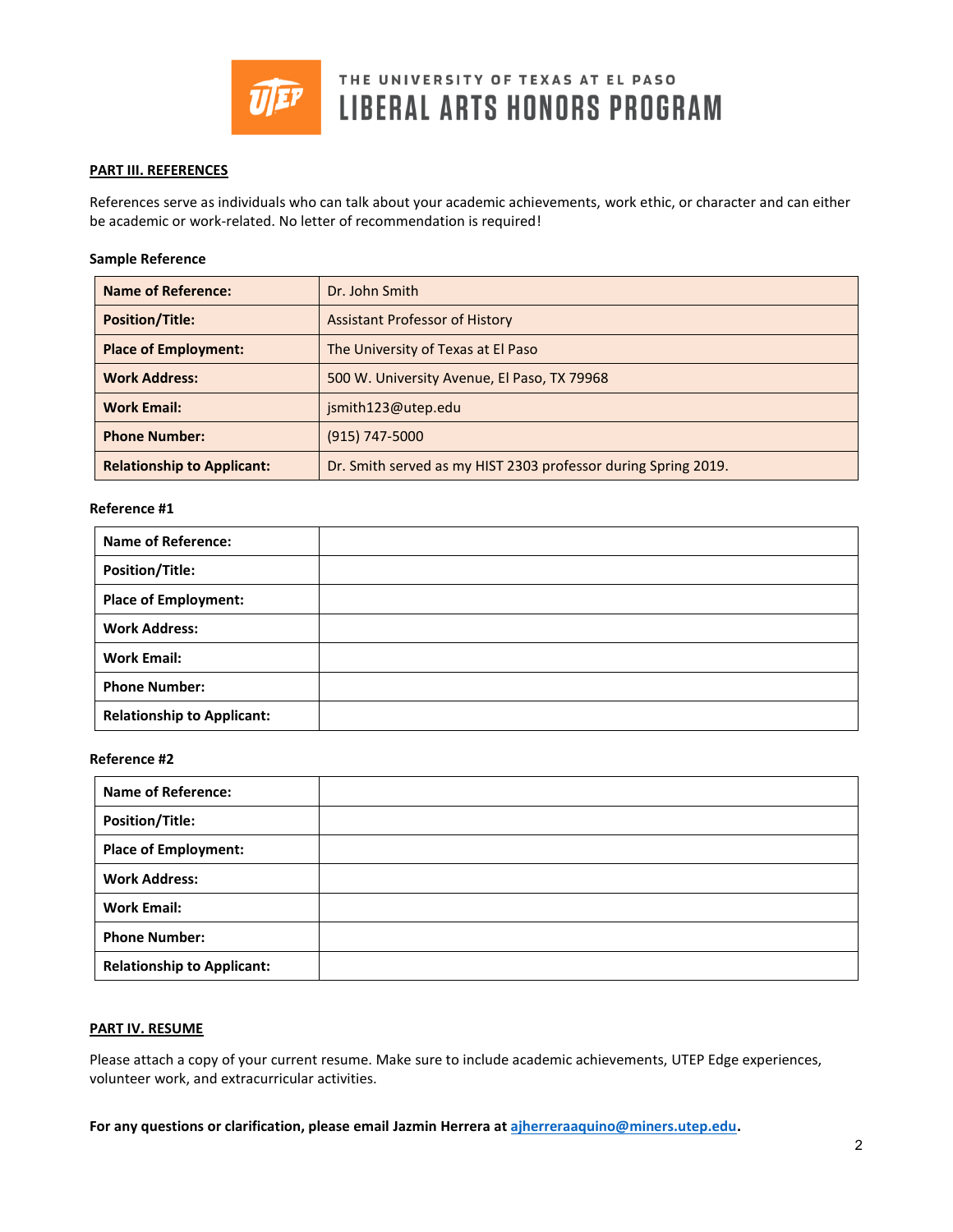**THE UNIVERSITY OF TEXAS AT EL PASO**
**LIBERAL ARTS HONORS PROGRAM**

**PART III. REFERENCES**

References serve as individuals who can talk about your academic achievements, work ethic, or character and can either be academic or work-related. No letter of recommendation is required!

**Sample Reference**

| | |
|---|---|
| **Name of Reference:** | Dr. John Smith |
| **Position/Title:** | Assistant Professor of History |
| **Place of Employment:** | The University of Texas at El Paso |
| **Work Address:** | 500 W. University Avenue, El Paso, TX 79968 |
| **Work Email:** | jsmith123@utep.edu |
| **Phone Number:** | (915) 747-5000 |
| **Relationship to Applicant:** | Dr. Smith served as my HIST 2303 professor during Spring 2019. |

**Reference #1**

| | |
|---|---|
| **Name of Reference:** | |
| **Position/Title:** | |
| **Place of Employment:** | |
| **Work Address:** | |
| **Work Email:** | |
| **Phone Number:** | |
| **Relationship to Applicant:** | |

**Reference #2**

| | |
|---|---|
| **Name of Reference:** | |
| **Position/Title:** | |
| **Place of Employment:** | |
| **Work Address:** | |
| **Work Email:** | |
| **Phone Number:** | |
| **Relationship to Applicant:** | |

**PART IV. RESUME**

Please attach a copy of your current resume. Make sure to include academic achievements, UTEP Edge experiences, volunteer work, and extracurricular activities.

**For any questions or clarification, please email Jazmin Herrera at ajherreraaquino@miners.utep.edu.**